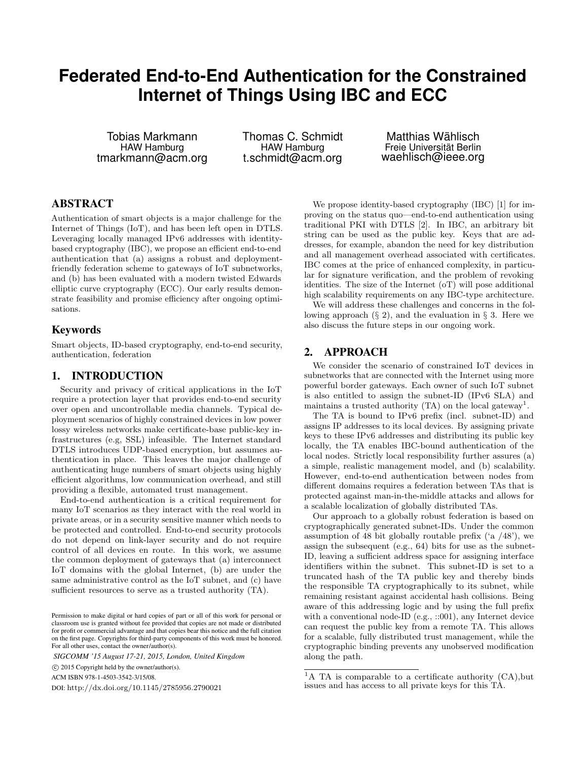// Federated End-to-End Authentication for the Constrained Internet of Things Using IBC and ECC

Tobias Markmann
HAW Hamburg
tmarkmann@acm.org

Thomas C. Schmidt
HAW Hamburg
t.schmidt@acm.org

Matthias Wählisch
Freie Universität Berlin
waehlisch@ieee.org

## ABSTRACT

Authentication of smart objects is a major challenge for the Internet of Things (IoT), and has been left open in DTLS. Leveraging locally managed IPv6 addresses with identity-based cryptography (IBC), we propose an efficient end-to-end authentication that (a) assigns a robust and deployment-friendly federation scheme to gateways of IoT subnetworks, and (b) has been evaluated with a modern twisted Edwards elliptic curve cryptography (ECC). Our early results demonstrate feasibility and promise efficiency after ongoing optimisations.

## Keywords

Smart objects, ID-based cryptography, end-to-end security, authentication, federation

## 1. INTRODUCTION

Security and privacy of critical applications in the IoT require a protection layer that provides end-to-end security over open and uncontrollable media channels. Typical deployment scenarios of highly constrained devices in low power lossy wireless networks make certificate-base public-key infrastructures (e.g, SSL) infeasible. The Internet standard DTLS introduces UDP-based encryption, but assumes authentication in place. This leaves the major challenge of authenticating huge numbers of smart objects using highly efficient algorithms, low communication overhead, and still providing a flexible, automated trust management.

End-to-end authentication is a critical requirement for many IoT scenarios as they interact with the real world in private areas, or in a security sensitive manner which needs to be protected and controlled. End-to-end security protocols do not depend on link-layer security and do not require control of all devices en route. In this work, we assume the common deployment of gateways that (a) interconnect IoT domains with the global Internet, (b) are under the same administrative control as the IoT subnet, and (c) have sufficient resources to serve as a trusted authority (TA).

Permission to make digital or hard copies of part or all of this work for personal or classroom use is granted without fee provided that copies are not made or distributed for profit or commercial advantage and that copies bear this notice and the full citation on the first page. Copyrights for third-party components of this work must be honored. For all other uses, contact the owner/author(s).

*SIGCOMM '15 August 17-21, 2015, London, United Kingdom*

© 2015 Copyright held by the owner/author(s).

ACM ISBN 978-1-4503-3542-3/15/08.

DOI: http://dx.doi.org/10.1145/2785956.2790021

We propose identity-based cryptography (IBC) [1] for improving on the status quo—end-to-end authentication using traditional PKI with DTLS [2]. In IBC, an arbitrary bit string can be used as the public key. Keys that are addresses, for example, abandon the need for key distribution and all management overhead associated with certificates. IBC comes at the price of enhanced complexity, in particular for signature verification, and the problem of revoking identities. The size of the Internet (oT) will pose additional high scalability requirements on any IBC-type architecture.

We will address these challenges and concerns in the following approach (§ 2), and the evaluation in § 3. Here we also discuss the future steps in our ongoing work.

## 2. APPROACH

We consider the scenario of constrained IoT devices in subnetworks that are connected with the Internet using more powerful border gateways. Each owner of such IoT subnet is also entitled to assign the subnet-ID (IPv6 SLA) and maintains a trusted authority (TA) on the local gateway[1].

The TA is bound to IPv6 prefix (incl. subnet-ID) and assigns IP addresses to its local devices. By assigning private keys to these IPv6 addresses and distributing its public key locally, the TA enables IBC-bound authentication of the local nodes. Strictly local responsibility further assures (a) a simple, realistic management model, and (b) scalability. However, end-to-end authentication between nodes from different domains requires a federation between TAs that is protected against man-in-the-middle attacks and allows for a scalable localization of globally distributed TAs.

Our approach to a globally robust federation is based on cryptographically generated subnet-IDs. Under the common assumption of 48 bit globally routable prefix ('a /48'), we assign the subsequent (e.g., 64) bits for use as the subnet-ID, leaving a sufficient address space for assigning interface identifiers within the subnet. This subnet-ID is set to a truncated hash of the TA public key and thereby binds the responsible TA cryptographically to its subnet, while remaining resistant against accidental hash collisions. Being aware of this addressing logic and by using the full prefix with a conventional node-ID (e.g., ::001), any Internet device can request the public key from a remote TA. This allows for a scalable, fully distributed trust management, while the cryptographic binding prevents any unobserved modification along the path.

[1]A TA is comparable to a certificate authority (CA),but issues and has access to all private keys for this TA.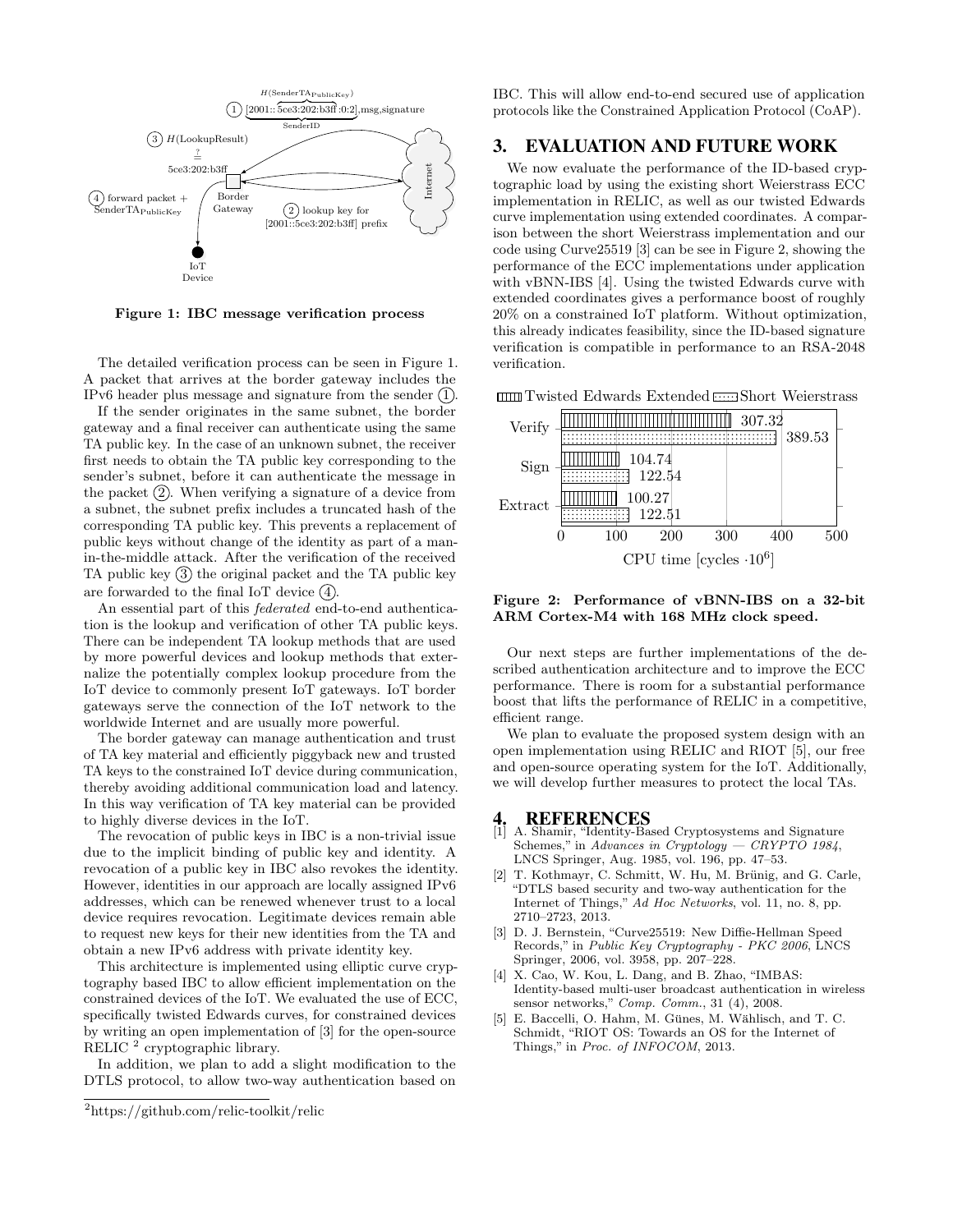$H(\text{SenderTA}_{\text{PublicKey}})$

① [2001::5ce3:202:b3ff:0:2],msg,signature

SenderID

③ $H$(LookupResult) $\stackrel{?}{=}$ 5ce3:202:b3ff

④ forward packet + $\text{SenderTA}_{\text{PublicKey}}$

Border Gateway

② lookup key for [2001::5ce3:202:b3ff] prefix

Internet

IoT Device

**Figure 1: IBC message verification process**

The detailed verification process can be seen in Figure 1. A packet that arrives at the border gateway includes the IPv6 header plus message and signature from the sender ①.

If the sender originates in the same subnet, the border gateway and a final receiver can authenticate using the same TA public key. In the case of an unknown subnet, the receiver first needs to obtain the TA public key corresponding to the sender's subnet, before it can authenticate the message in the packet ②. When verifying a signature of a device from a subnet, the subnet prefix includes a truncated hash of the corresponding TA public key. This prevents a replacement of public keys without change of the identity as part of a man-in-the-middle attack. After the verification of the received TA public key ③ the original packet and the TA public key are forwarded to the final IoT device ④.

An essential part of this *federated* end-to-end authentication is the lookup and verification of other TA public keys. There can be independent TA lookup methods that are used by more powerful devices and lookup methods that externalize the potentially complex lookup procedure from the IoT device to commonly present IoT gateways. IoT border gateways serve the connection of the IoT network to the worldwide Internet and are usually more powerful.

The border gateway can manage authentication and trust of TA key material and efficiently piggyback new and trusted TA keys to the constrained IoT device during communication, thereby avoiding additional communication load and latency. In this way verification of TA key material can be provided to highly diverse devices in the IoT.

The revocation of public keys in IBC is a non-trivial issue due to the implicit binding of public key and identity. A revocation of a public key in IBC also revokes the identity. However, identities in our approach are locally assigned IPv6 addresses, which can be renewed whenever trust to a local device requires revocation. Legitimate devices remain able to request new keys for their new identities from the TA and obtain a new IPv6 address with private identity key.

This architecture is implemented using elliptic curve cryptography based IBC to allow efficient implementation on the constrained devices of the IoT. We evaluated the use of ECC, specifically twisted Edwards curves, for constrained devices by writing an open implementation of [3] for the open-source RELIC [2] cryptographic library.

In addition, we plan to add a slight modification to the DTLS protocol, to allow two-way authentication based on IBC. This will allow end-to-end secured use of application protocols like the Constrained Application Protocol (CoAP).

## 3. EVALUATION AND FUTURE WORK

We now evaluate the performance of the ID-based cryptographic load by using the existing short Weierstrass ECC implementation in RELIC, as well as our twisted Edwards curve implementation using extended coordinates. A comparison between the short Weierstrass implementation and our code using Curve25519 [3] can be see in Figure 2, showing the performance of the ECC implementations under application with vBNN-IBS [4]. Using the twisted Edwards curve with extended coordinates gives a performance boost of roughly 20% on a constrained IoT platform. Without optimization, this already indicates feasibility, since the ID-based signature verification is compatible in performance to an RSA-2048 verification.

Twisted Edwards Extended
Short Weierstrass

Verify
307.32
389.53

Sign
104.74
122.54

Extract
100.27
122.51

0 100 200 300 400 500

CPU time [cycles $\cdot 10^6$]

**Figure 2: Performance of vBNN-IBS on a 32-bit ARM Cortex-M4 with 168 MHz clock speed.**

Our next steps are further implementations of the described authentication architecture and to improve the ECC performance. There is room for a substantial performance boost that lifts the performance of RELIC in a competitive, efficient range.

We plan to evaluate the proposed system design with an open implementation using RELIC and RIOT [5], our free and open-source operating system for the IoT. Additionally, we will develop further measures to protect the local TAs.

## 4. REFERENCES

[1] A. Shamir, "Identity-Based Cryptosystems and Signature Schemes," in *Advances in Cryptology — CRYPTO 1984*, LNCS Springer, Aug. 1985, vol. 196, pp. 47–53.

[2] T. Kothmayr, C. Schmitt, W. Hu, M. Brünig, and G. Carle, "DTLS based security and two-way authentication for the Internet of Things," *Ad Hoc Networks*, vol. 11, no. 8, pp. 2710–2723, 2013.

[3] D. J. Bernstein, "Curve25519: New Diffie-Hellman Speed Records," in *Public Key Cryptography - PKC 2006*, LNCS Springer, 2006, vol. 3958, pp. 207–228.

[4] X. Cao, W. Kou, L. Dang, and B. Zhao, "IMBAS: Identity-based multi-user broadcast authentication in wireless sensor networks," *Comp. Comm.*, 31 (4), 2008.

[5] E. Baccelli, O. Hahm, M. Günes, M. Wählisch, and T. C. Schmidt, "RIOT OS: Towards an OS for the Internet of Things," in *Proc. of INFOCOM*, 2013.

[2] https://github.com/relic-toolkit/relic